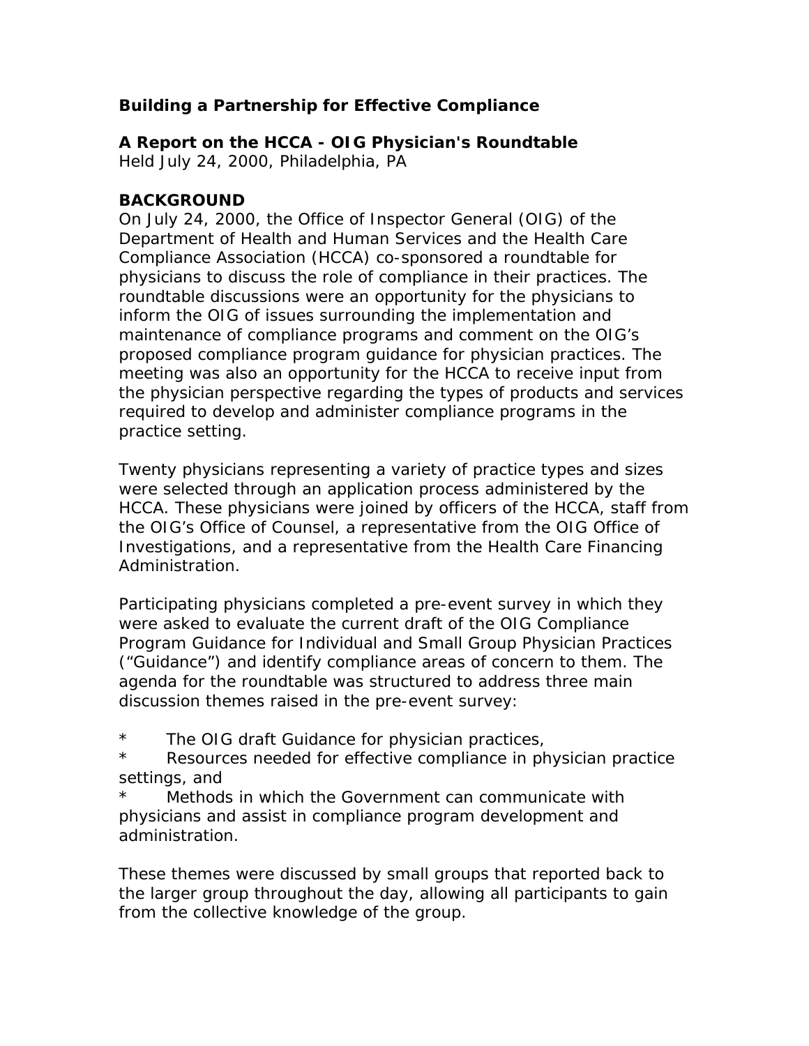# Building a Partnership for Effective Compliance

## A Report on the HCCA - OIG Physician's Roundtable

Held July 24, 2000, Philadelphia, PA

### BACKGROUND

On July 24, 2000, the Office of Inspector General (OIG) of the Department of Health and Human Services and the Health Care Compliance Association (HCCA) co-sponsored a roundtable for physicians to discuss the role of compliance in their practices. The roundtable discussions were an opportunity for the physicians to inform the OIG of issues surrounding the implementation and maintenance of compliance programs and comment on the OIG's proposed compliance program guidance for physician practices. The meeting was also an opportunity for the HCCA to receive input from the physician perspective regarding the types of products and services required to develop and administer compliance programs in the practice setting.

Twenty physicians representing a variety of practice types and sizes were selected through an application process administered by the HCCA. These physicians were joined by officers of the HCCA, staff from the OIG's Office of Counsel, a representative from the OIG Office of Investigations, and a representative from the Health Care Financing Administration.

Participating physicians completed a pre-event survey in which they were asked to evaluate the current draft of the OIG Compliance Program Guidance for Individual and Small Group Physician Practices ("Guidance") and identify compliance areas of concern to them. The agenda for the roundtable was structured to address three main discussion themes raised in the pre-event survey:

* The OIG draft Guidance for physician practices,
* Resources needed for effective compliance in physician practice settings, and
* Methods in which the Government can communicate with physicians and assist in compliance program development and administration.

These themes were discussed by small groups that reported back to the larger group throughout the day, allowing all participants to gain from the collective knowledge of the group.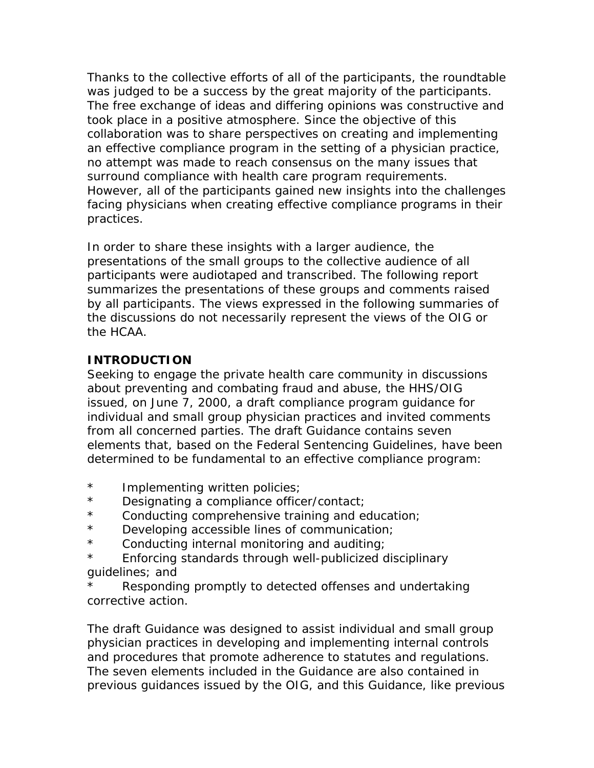Thanks to the collective efforts of all of the participants, the roundtable was judged to be a success by the great majority of the participants. The free exchange of ideas and differing opinions was constructive and took place in a positive atmosphere. Since the objective of this collaboration was to share perspectives on creating and implementing an effective compliance program in the setting of a physician practice, no attempt was made to reach consensus on the many issues that surround compliance with health care program requirements. However, all of the participants gained new insights into the challenges facing physicians when creating effective compliance programs in their practices.

In order to share these insights with a larger audience, the presentations of the small groups to the collective audience of all participants were audiotaped and transcribed. The following report summarizes the presentations of these groups and comments raised by all participants. The views expressed in the following summaries of the discussions do not necessarily represent the views of the OIG or the HCAA.

**INTRODUCTION**

Seeking to engage the private health care community in discussions about preventing and combating fraud and abuse, the HHS/OIG issued, on June 7, 2000, a draft compliance program guidance for individual and small group physician practices and invited comments from all concerned parties. The draft Guidance contains seven elements that, based on the Federal Sentencing Guidelines, have been determined to be fundamental to an effective compliance program:

* Implementing written policies;
* Designating a compliance officer/contact;
* Conducting comprehensive training and education;
* Developing accessible lines of communication;
* Conducting internal monitoring and auditing;
* Enforcing standards through well-publicized disciplinary guidelines; and
* Responding promptly to detected offenses and undertaking corrective action.

The draft Guidance was designed to assist individual and small group physician practices in developing and implementing internal controls and procedures that promote adherence to statutes and regulations. The seven elements included in the Guidance are also contained in previous guidances issued by the OIG, and this Guidance, like previous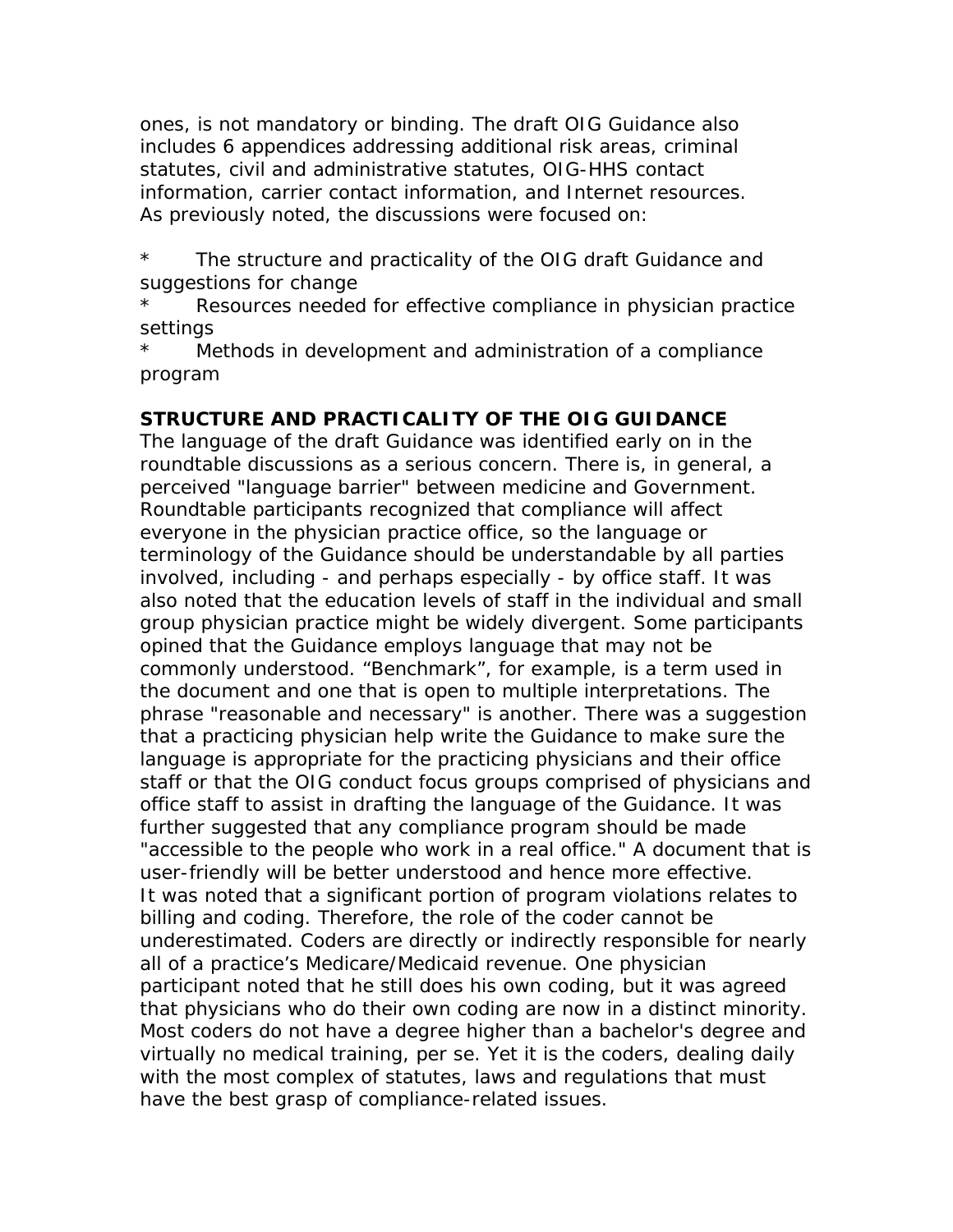ones, is not mandatory or binding. The draft OIG Guidance also includes 6 appendices addressing additional risk areas, criminal statutes, civil and administrative statutes, OIG-HHS contact information, carrier contact information, and Internet resources.
As previously noted, the discussions were focused on:

* The structure and practicality of the OIG draft Guidance and suggestions for change
* Resources needed for effective compliance in physician practice settings
* Methods in development and administration of a compliance program

**STRUCTURE AND PRACTICALITY OF THE OIG GUIDANCE**

The language of the draft Guidance was identified early on in the roundtable discussions as a serious concern. There is, in general, a perceived "language barrier" between medicine and Government. Roundtable participants recognized that compliance will affect everyone in the physician practice office, so the language or terminology of the Guidance should be understandable by all parties involved, including - and perhaps especially - by office staff. It was also noted that the education levels of staff in the individual and small group physician practice might be widely divergent. Some participants opined that the Guidance employs language that may not be commonly understood. "Benchmark", for example, is a term used in the document and one that is open to multiple interpretations. The phrase "reasonable and necessary" is another. There was a suggestion that a practicing physician help write the Guidance to make sure the language is appropriate for the practicing physicians and their office staff or that the OIG conduct focus groups comprised of physicians and office staff to assist in drafting the language of the Guidance. It was further suggested that any compliance program should be made "accessible to the people who work in a real office." A document that is user-friendly will be better understood and hence more effective.
It was noted that a significant portion of program violations relates to billing and coding. Therefore, the role of the coder cannot be underestimated. Coders are directly or indirectly responsible for nearly all of a practice's Medicare/Medicaid revenue. One physician participant noted that he still does his own coding, but it was agreed that physicians who do their own coding are now in a distinct minority. Most coders do not have a degree higher than a bachelor's degree and virtually no medical training, per se. Yet it is the coders, dealing daily with the most complex of statutes, laws and regulations that must have the best grasp of compliance-related issues.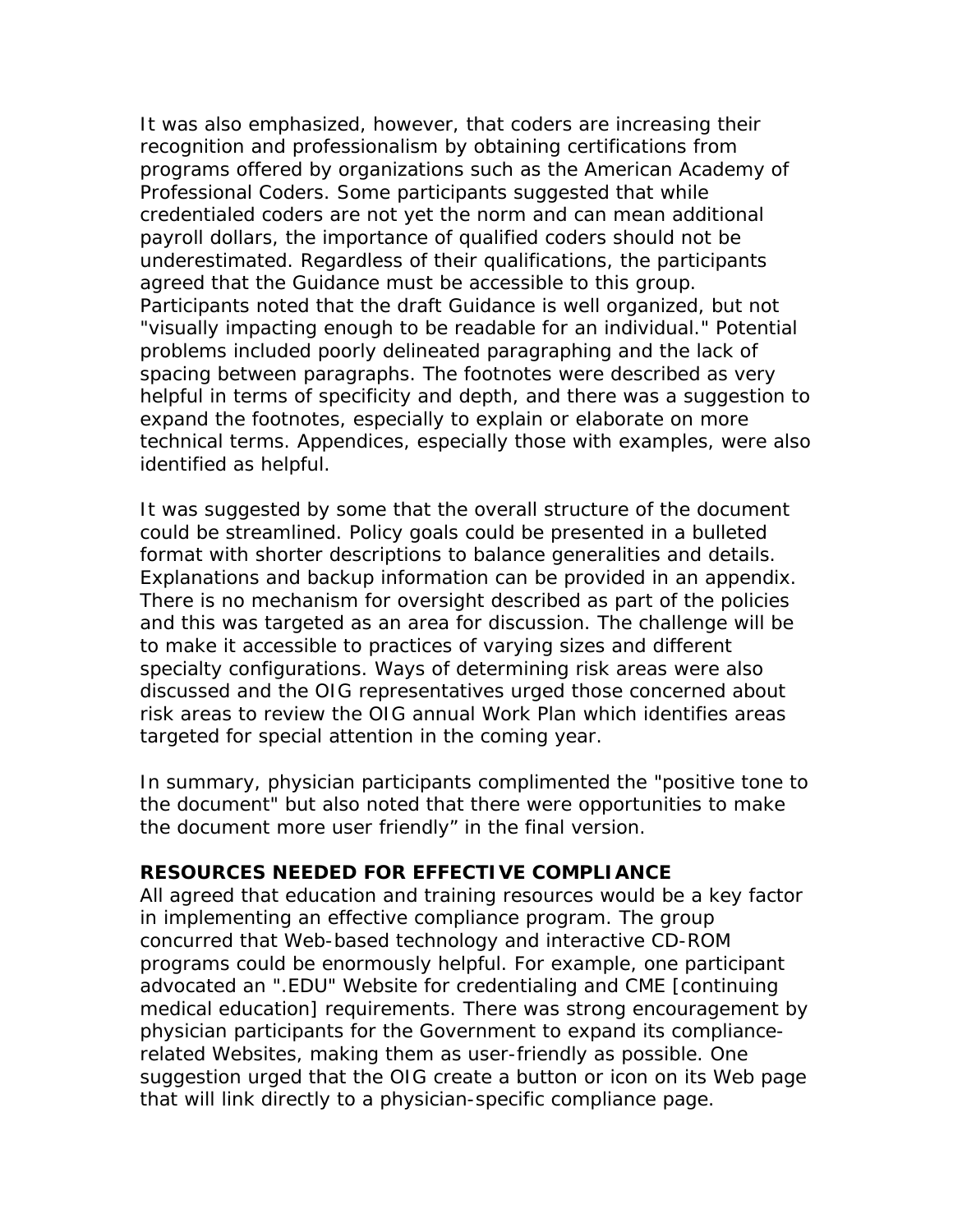It was also emphasized, however, that coders are increasing their recognition and professionalism by obtaining certifications from programs offered by organizations such as the American Academy of Professional Coders. Some participants suggested that while credentialed coders are not yet the norm and can mean additional payroll dollars, the importance of qualified coders should not be underestimated. Regardless of their qualifications, the participants agreed that the Guidance must be accessible to this group. Participants noted that the draft Guidance is well organized, but not "visually impacting enough to be readable for an individual." Potential problems included poorly delineated paragraphing and the lack of spacing between paragraphs. The footnotes were described as very helpful in terms of specificity and depth, and there was a suggestion to expand the footnotes, especially to explain or elaborate on more technical terms. Appendices, especially those with examples, were also identified as helpful.

It was suggested by some that the overall structure of the document could be streamlined. Policy goals could be presented in a bulleted format with shorter descriptions to balance generalities and details. Explanations and backup information can be provided in an appendix. There is no mechanism for oversight described as part of the policies and this was targeted as an area for discussion. The challenge will be to make it accessible to practices of varying sizes and different specialty configurations. Ways of determining risk areas were also discussed and the OIG representatives urged those concerned about risk areas to review the OIG annual Work Plan which identifies areas targeted for special attention in the coming year.

In summary, physician participants complimented the "positive tone to the document" but also noted that there were opportunities to make the document more user friendly" in the final version.

**RESOURCES NEEDED FOR EFFECTIVE COMPLIANCE**

All agreed that education and training resources would be a key factor in implementing an effective compliance program. The group concurred that Web-based technology and interactive CD-ROM programs could be enormously helpful. For example, one participant advocated an ".EDU" Website for credentialing and CME [continuing medical education] requirements. There was strong encouragement by physician participants for the Government to expand its compliance-related Websites, making them as user-friendly as possible. One suggestion urged that the OIG create a button or icon on its Web page that will link directly to a physician-specific compliance page.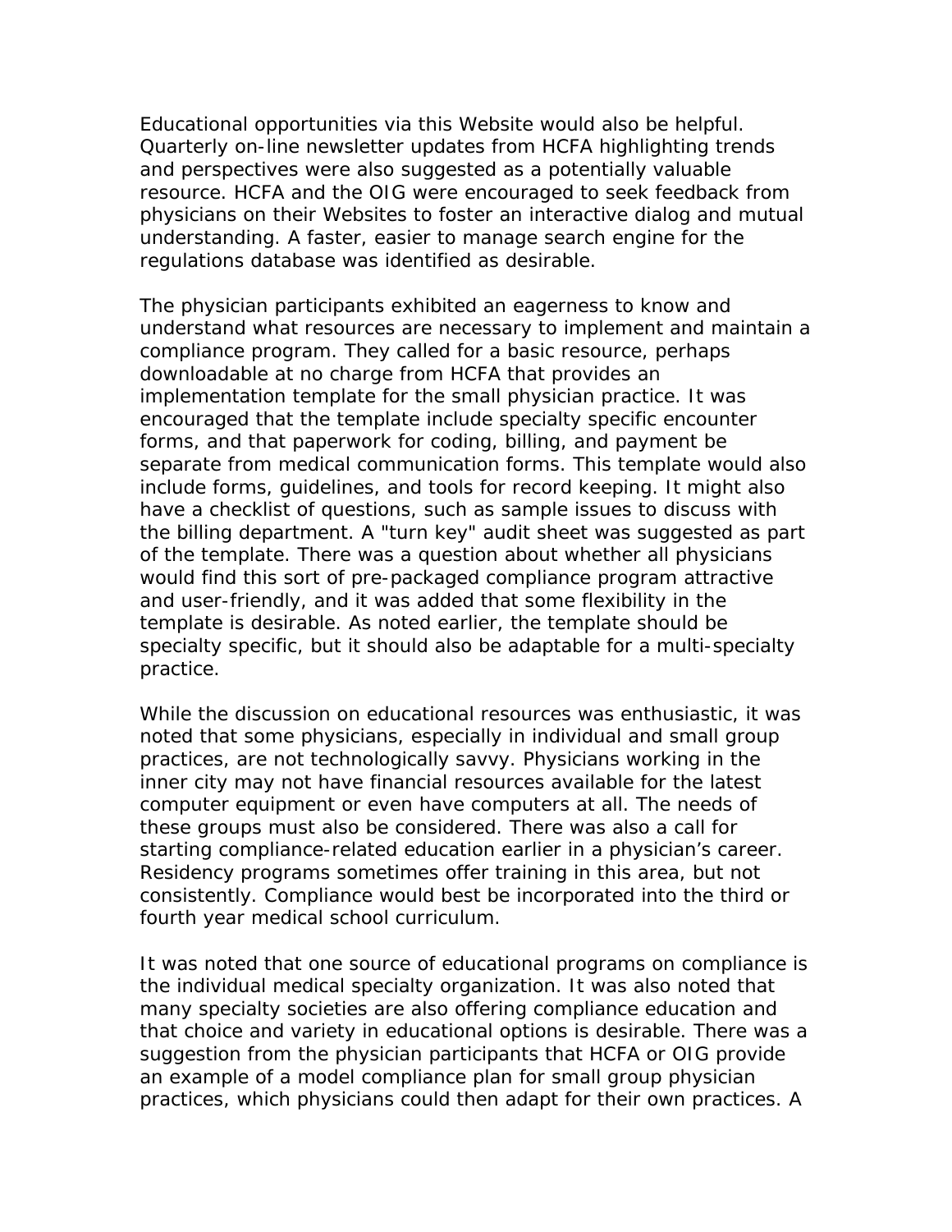Educational opportunities via this Website would also be helpful. Quarterly on-line newsletter updates from HCFA highlighting trends and perspectives were also suggested as a potentially valuable resource. HCFA and the OIG were encouraged to seek feedback from physicians on their Websites to foster an interactive dialog and mutual understanding. A faster, easier to manage search engine for the regulations database was identified as desirable.

The physician participants exhibited an eagerness to know and understand what resources are necessary to implement and maintain a compliance program. They called for a basic resource, perhaps downloadable at no charge from HCFA that provides an implementation template for the small physician practice. It was encouraged that the template include specialty specific encounter forms, and that paperwork for coding, billing, and payment be separate from medical communication forms. This template would also include forms, guidelines, and tools for record keeping. It might also have a checklist of questions, such as sample issues to discuss with the billing department. A "turn key" audit sheet was suggested as part of the template. There was a question about whether all physicians would find this sort of pre-packaged compliance program attractive and user-friendly, and it was added that some flexibility in the template is desirable. As noted earlier, the template should be specialty specific, but it should also be adaptable for a multi-specialty practice.

While the discussion on educational resources was enthusiastic, it was noted that some physicians, especially in individual and small group practices, are not technologically savvy. Physicians working in the inner city may not have financial resources available for the latest computer equipment or even have computers at all. The needs of these groups must also be considered. There was also a call for starting compliance-related education earlier in a physician's career. Residency programs sometimes offer training in this area, but not consistently. Compliance would best be incorporated into the third or fourth year medical school curriculum.

It was noted that one source of educational programs on compliance is the individual medical specialty organization. It was also noted that many specialty societies are also offering compliance education and that choice and variety in educational options is desirable. There was a suggestion from the physician participants that HCFA or OIG provide an example of a model compliance plan for small group physician practices, which physicians could then adapt for their own practices. A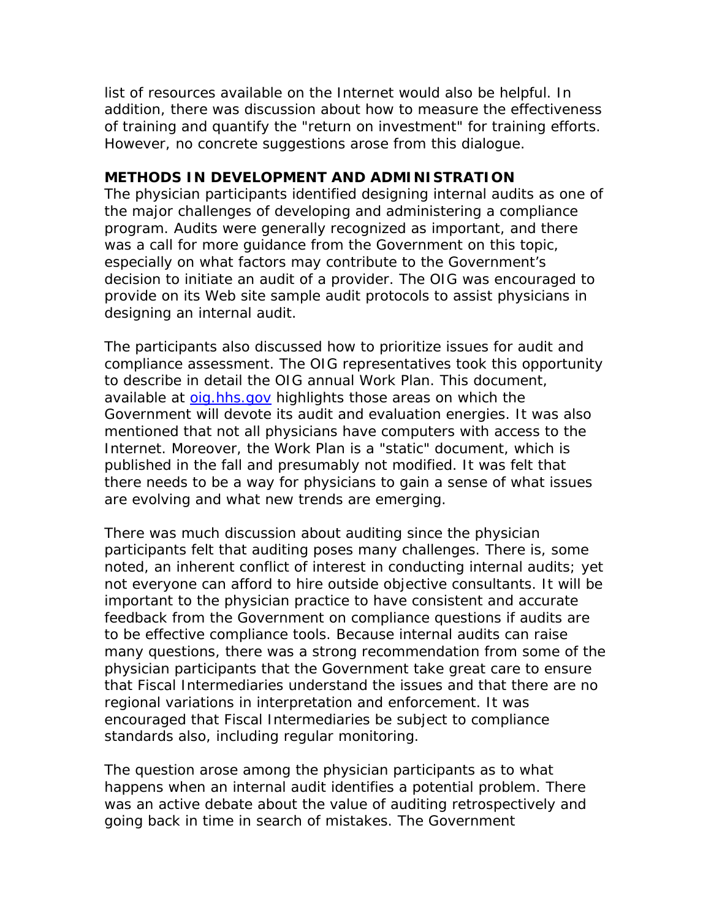list of resources available on the Internet would also be helpful. In addition, there was discussion about how to measure the effectiveness of training and quantify the "return on investment" for training efforts. However, no concrete suggestions arose from this dialogue.

## METHODS IN DEVELOPMENT AND ADMINISTRATION

The physician participants identified designing internal audits as one of the major challenges of developing and administering a compliance program. Audits were generally recognized as important, and there was a call for more guidance from the Government on this topic, especially on what factors may contribute to the Government's decision to initiate an audit of a provider. The OIG was encouraged to provide on its Web site sample audit protocols to assist physicians in designing an internal audit.

The participants also discussed how to prioritize issues for audit and compliance assessment. The OIG representatives took this opportunity to describe in detail the OIG annual Work Plan. This document, available at [oig.hhs.gov](oig.hhs.gov) highlights those areas on which the Government will devote its audit and evaluation energies. It was also mentioned that not all physicians have computers with access to the Internet. Moreover, the Work Plan is a "static" document, which is published in the fall and presumably not modified. It was felt that there needs to be a way for physicians to gain a sense of what issues are evolving and what new trends are emerging.

There was much discussion about auditing since the physician participants felt that auditing poses many challenges. There is, some noted, an inherent conflict of interest in conducting internal audits; yet not everyone can afford to hire outside objective consultants. It will be important to the physician practice to have consistent and accurate feedback from the Government on compliance questions if audits are to be effective compliance tools. Because internal audits can raise many questions, there was a strong recommendation from some of the physician participants that the Government take great care to ensure that Fiscal Intermediaries understand the issues and that there are no regional variations in interpretation and enforcement. It was encouraged that Fiscal Intermediaries be subject to compliance standards also, including regular monitoring.

The question arose among the physician participants as to what happens when an internal audit identifies a potential problem. There was an active debate about the value of auditing retrospectively and going back in time in search of mistakes. The Government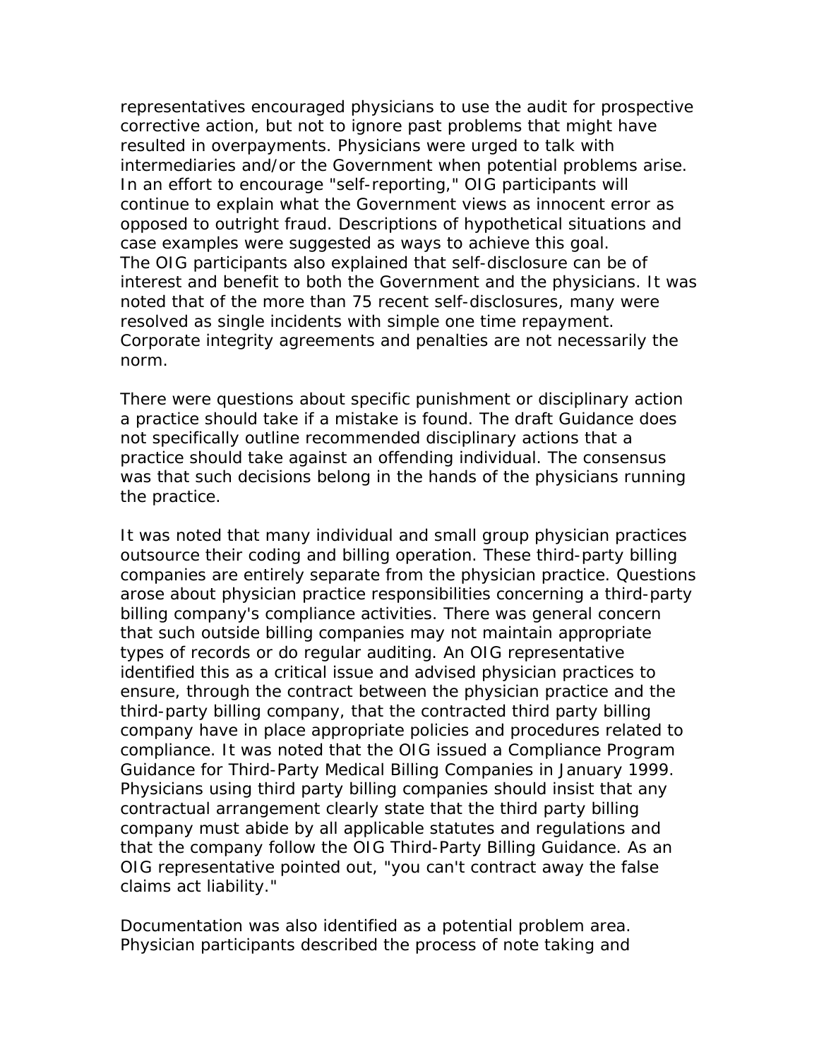representatives encouraged physicians to use the audit for prospective corrective action, but not to ignore past problems that might have resulted in overpayments. Physicians were urged to talk with intermediaries and/or the Government when potential problems arise. In an effort to encourage "self-reporting," OIG participants will continue to explain what the Government views as innocent error as opposed to outright fraud. Descriptions of hypothetical situations and case examples were suggested as ways to achieve this goal.
The OIG participants also explained that self-disclosure can be of interest and benefit to both the Government and the physicians. It was noted that of the more than 75 recent self-disclosures, many were resolved as single incidents with simple one time repayment. Corporate integrity agreements and penalties are not necessarily the norm.

There were questions about specific punishment or disciplinary action a practice should take if a mistake is found. The draft Guidance does not specifically outline recommended disciplinary actions that a practice should take against an offending individual. The consensus was that such decisions belong in the hands of the physicians running the practice.

It was noted that many individual and small group physician practices outsource their coding and billing operation. These third-party billing companies are entirely separate from the physician practice. Questions arose about physician practice responsibilities concerning a third-party billing company's compliance activities. There was general concern that such outside billing companies may not maintain appropriate types of records or do regular auditing. An OIG representative identified this as a critical issue and advised physician practices to ensure, through the contract between the physician practice and the third-party billing company, that the contracted third party billing company have in place appropriate policies and procedures related to compliance. It was noted that the OIG issued a Compliance Program Guidance for Third-Party Medical Billing Companies in January 1999. Physicians using third party billing companies should insist that any contractual arrangement clearly state that the third party billing company must abide by all applicable statutes and regulations and that the company follow the OIG Third-Party Billing Guidance. As an OIG representative pointed out, "you can't contract away the false claims act liability."

Documentation was also identified as a potential problem area. Physician participants described the process of note taking and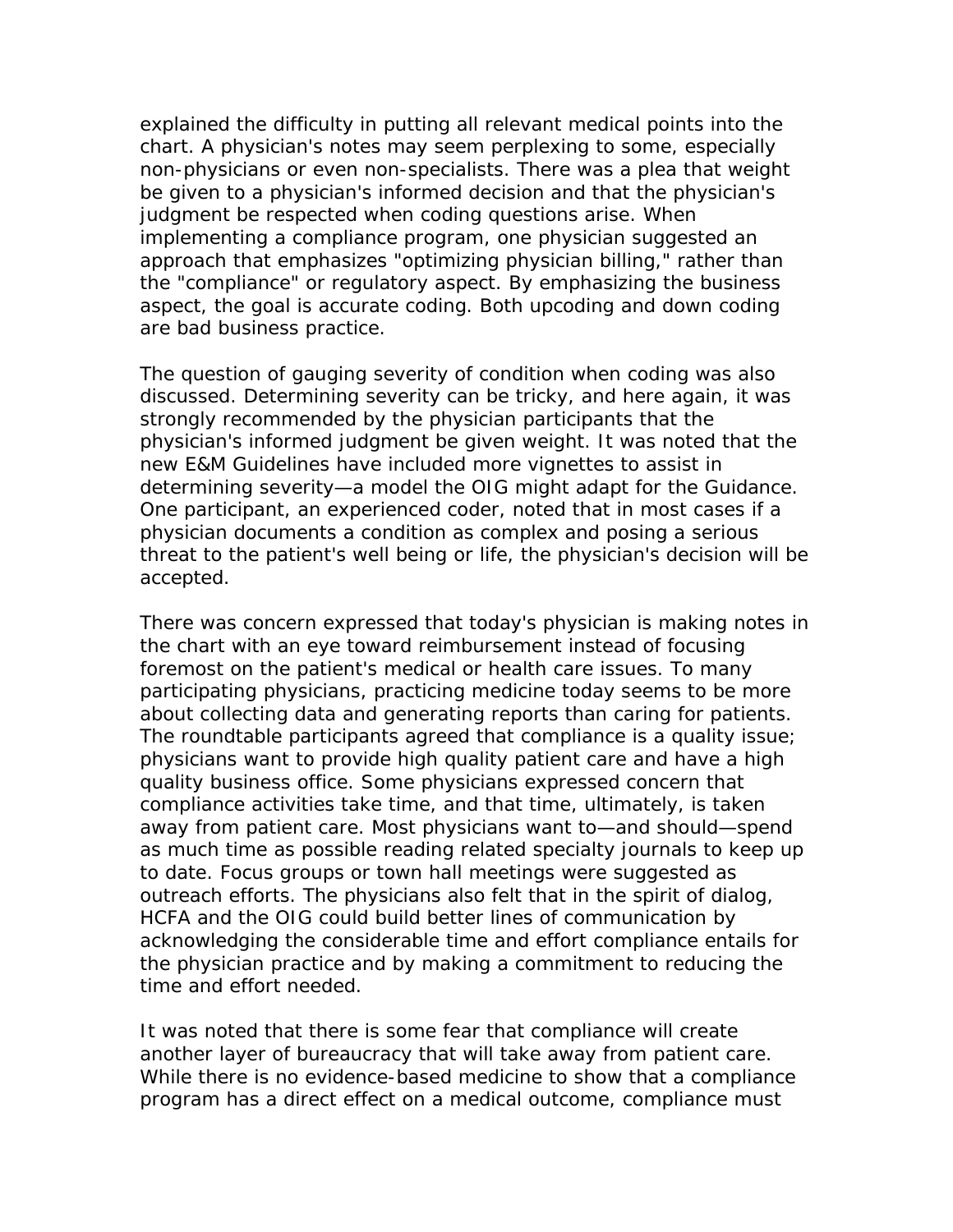explained the difficulty in putting all relevant medical points into the chart. A physician's notes may seem perplexing to some, especially non-physicians or even non-specialists. There was a plea that weight be given to a physician's informed decision and that the physician's judgment be respected when coding questions arise. When implementing a compliance program, one physician suggested an approach that emphasizes "optimizing physician billing," rather than the "compliance" or regulatory aspect. By emphasizing the business aspect, the goal is accurate coding. Both upcoding and down coding are bad business practice.

The question of gauging severity of condition when coding was also discussed. Determining severity can be tricky, and here again, it was strongly recommended by the physician participants that the physician's informed judgment be given weight. It was noted that the new E&M Guidelines have included more vignettes to assist in determining severity—a model the OIG might adapt for the Guidance. One participant, an experienced coder, noted that in most cases if a physician documents a condition as complex and posing a serious threat to the patient's well being or life, the physician's decision will be accepted.

There was concern expressed that today's physician is making notes in the chart with an eye toward reimbursement instead of focusing foremost on the patient's medical or health care issues. To many participating physicians, practicing medicine today seems to be more about collecting data and generating reports than caring for patients. The roundtable participants agreed that compliance is a quality issue; physicians want to provide high quality patient care and have a high quality business office. Some physicians expressed concern that compliance activities take time, and that time, ultimately, is taken away from patient care. Most physicians want to—and should—spend as much time as possible reading related specialty journals to keep up to date. Focus groups or town hall meetings were suggested as outreach efforts. The physicians also felt that in the spirit of dialog, HCFA and the OIG could build better lines of communication by acknowledging the considerable time and effort compliance entails for the physician practice and by making a commitment to reducing the time and effort needed.

It was noted that there is some fear that compliance will create another layer of bureaucracy that will take away from patient care. While there is no evidence-based medicine to show that a compliance program has a direct effect on a medical outcome, compliance must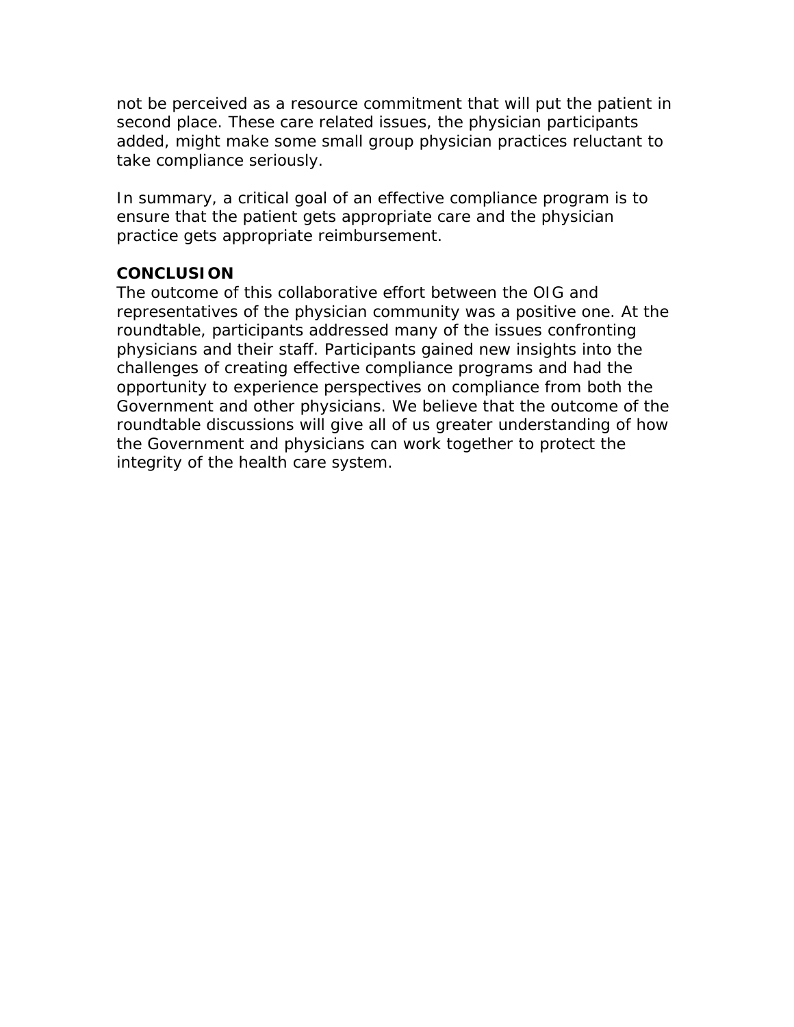not be perceived as a resource commitment that will put the patient in second place. These care related issues, the physician participants added, might make some small group physician practices reluctant to take compliance seriously.

In summary, a critical goal of an effective compliance program is to ensure that the patient gets appropriate care and the physician practice gets appropriate reimbursement.

**CONCLUSION**

The outcome of this collaborative effort between the OIG and representatives of the physician community was a positive one. At the roundtable, participants addressed many of the issues confronting physicians and their staff. Participants gained new insights into the challenges of creating effective compliance programs and had the opportunity to experience perspectives on compliance from both the Government and other physicians. We believe that the outcome of the roundtable discussions will give all of us greater understanding of how the Government and physicians can work together to protect the integrity of the health care system.